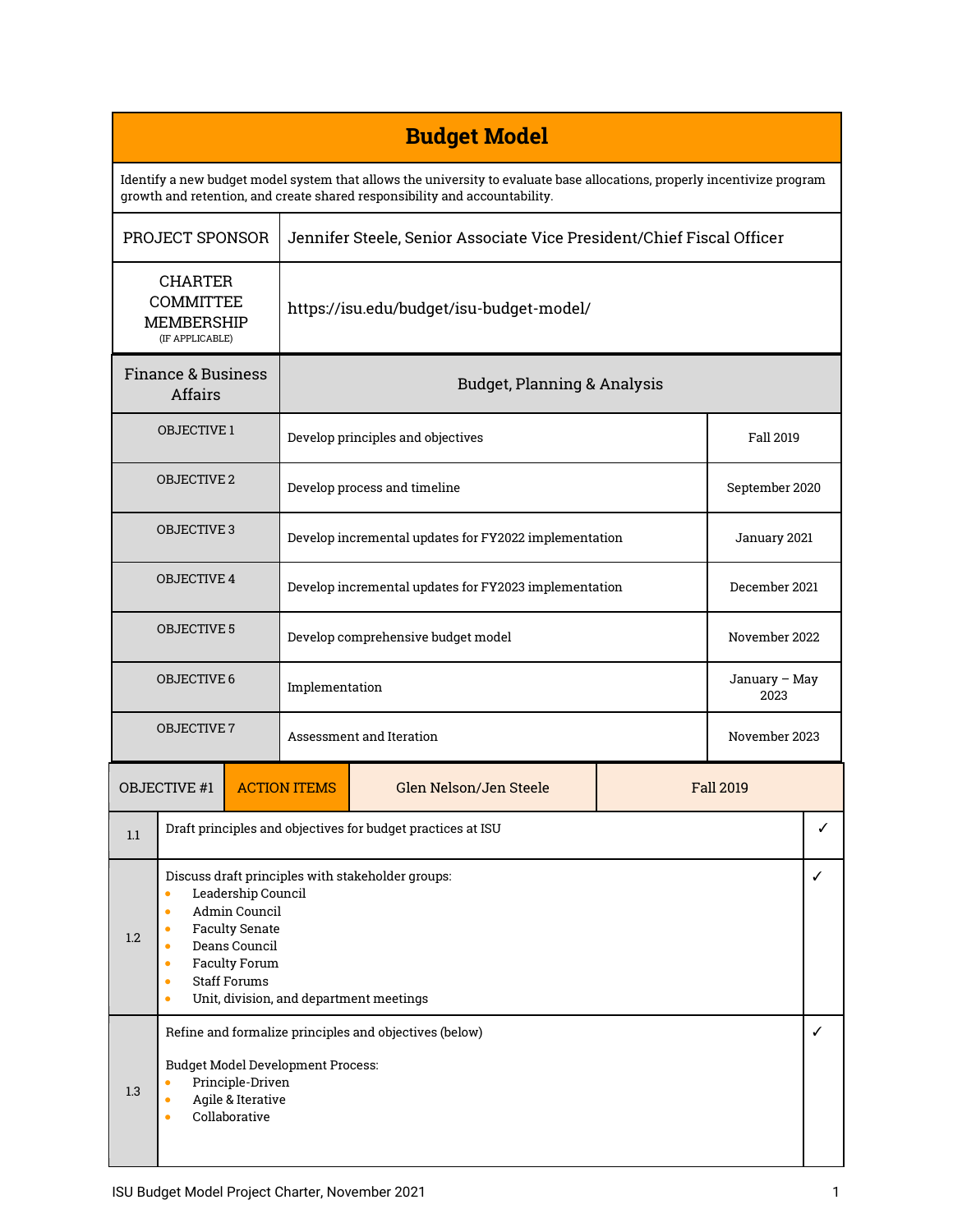# Budget Model

Identify a new budget model system that allows the university to evaluate base allocations, properly incentivize program growth and retention, and create shared responsibility and accountability.

| | |
|---|---|
| PROJECT SPONSOR | Jennifer Steele, Senior Associate Vice President/Chief Fiscal Officer |
| CHARTER COMMITTEE MEMBERSHIP (IF APPLICABLE) | https://isu.edu/budget/isu-budget-model/ |

| Finance & Business Affairs | Budget, Planning & Analysis | |
|---|---|---|
| OBJECTIVE 1 | Develop principles and objectives | Fall 2019 |
| OBJECTIVE 2 | Develop process and timeline | September 2020 |
| OBJECTIVE 3 | Develop incremental updates for FY2022 implementation | January 2021 |
| OBJECTIVE 4 | Develop incremental updates for FY2023 implementation | December 2021 |
| OBJECTIVE 5 | Develop comprehensive budget model | November 2022 |
| OBJECTIVE 6 | Implementation | January – May 2023 |
| OBJECTIVE 7 | Assessment and Iteration | November 2023 |

| OBJECTIVE #1 | ACTION ITEMS | Glen Nelson/Jen Steele | Fall 2019 |
|---|---|---|---|
| 1.1 | Draft principles and objectives for budget practices at ISU | | ✓ |
| 1.2 | Discuss draft principles with stakeholder groups:<br>• Leadership Council<br>• Admin Council<br>• Faculty Senate<br>• Deans Council<br>• Faculty Forum<br>• Staff Forums<br>• Unit, division, and department meetings | | ✓ |
| 1.3 | Refine and formalize principles and objectives (below)<br><br>Budget Model Development Process:<br>• Principle-Driven<br>• Agile & Iterative<br>• Collaborative | | ✓ |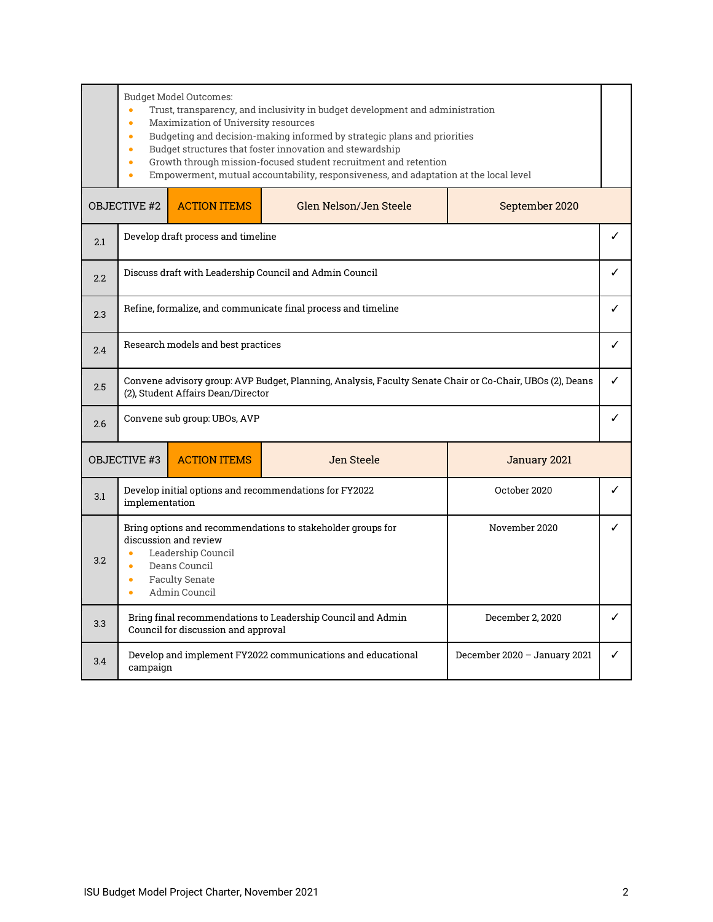| | Budget Model Outcomes:<br>• Trust, transparency, and inclusivity in budget development and administration<br>• Maximization of University resources<br>• Budgeting and decision-making informed by strategic plans and priorities<br>• Budget structures that foster innovation and stewardship<br>• Growth through mission-focused student recruitment and retention<br>• Empowerment, mutual accountability, responsiveness, and adaptation at the local level | | |
|---|---|---|---|
| OBJECTIVE #2 | ACTION ITEMS | Glen Nelson/Jen Steele | September 2020 |
| 2.1 | Develop draft process and timeline | | ✓ |
| 2.2 | Discuss draft with Leadership Council and Admin Council | | ✓ |
| 2.3 | Refine, formalize, and communicate final process and timeline | | ✓ |
| 2.4 | Research models and best practices | | ✓ |
| 2.5 | Convene advisory group: AVP Budget, Planning, Analysis, Faculty Senate Chair or Co-Chair, UBOs (2), Deans (2), Student Affairs Dean/Director | | ✓ |
| 2.6 | Convene sub group: UBOs, AVP | | ✓ |
| OBJECTIVE #3 | ACTION ITEMS | Jen Steele | January 2021 |
| 3.1 | Develop initial options and recommendations for FY2022 implementation | October 2020 | ✓ |
| 3.2 | Bring options and recommendations to stakeholder groups for discussion and review<br>• Leadership Council<br>• Deans Council<br>• Faculty Senate<br>• Admin Council | November 2020 | ✓ |
| 3.3 | Bring final recommendations to Leadership Council and Admin Council for discussion and approval | December 2, 2020 | ✓ |
| 3.4 | Develop and implement FY2022 communications and educational campaign | December 2020 – January 2021 | ✓ |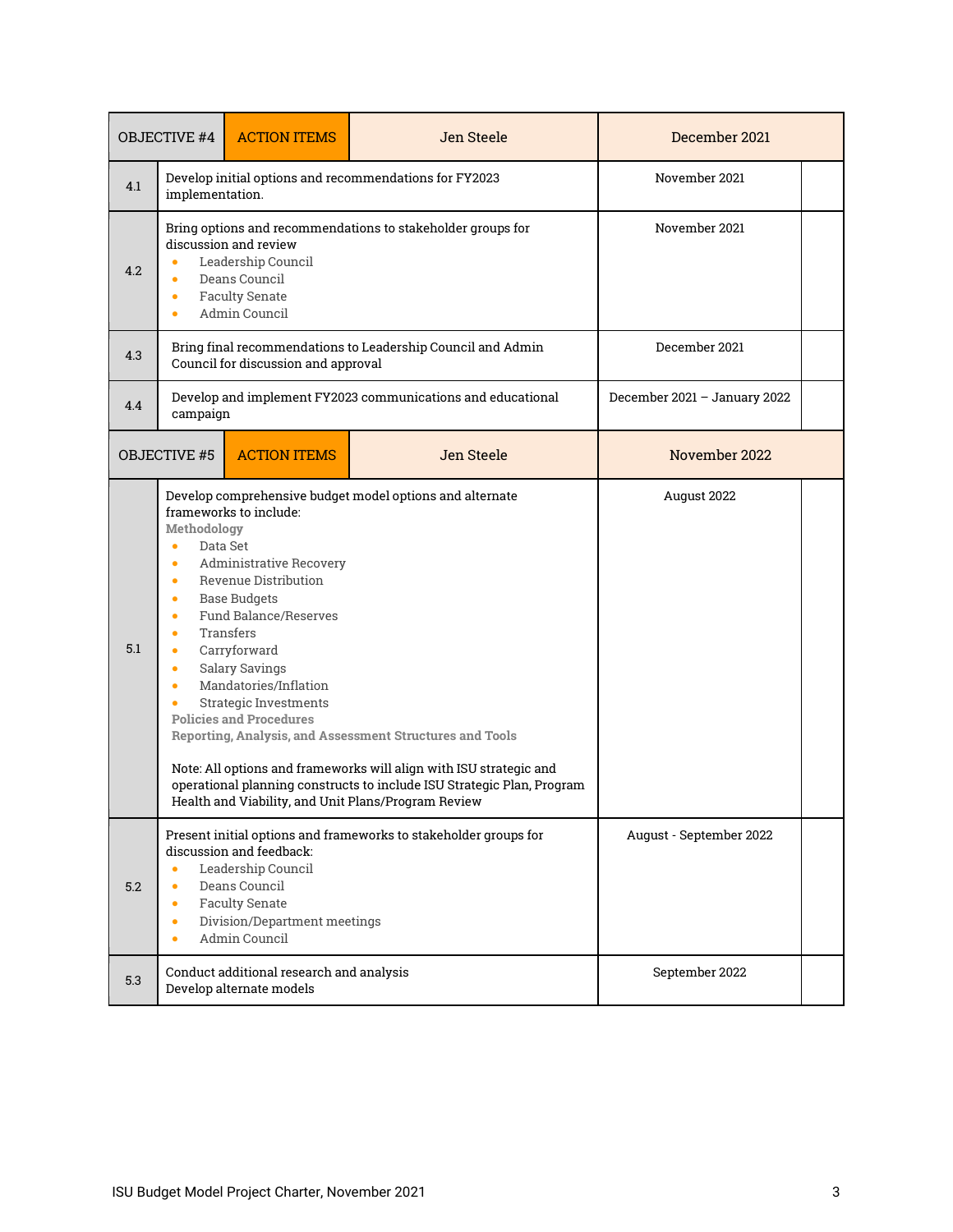| OBJECTIVE #4 | ACTION ITEMS | Jen Steele | December 2021 | |
|---|---|---|---|---|
| 4.1 | Develop initial options and recommendations for FY2023 implementation. | | November 2021 | |
| 4.2 | Bring options and recommendations to stakeholder groups for discussion and review<br>• Leadership Council<br>• Deans Council<br>• Faculty Senate<br>• Admin Council | | November 2021 | |
| 4.3 | Bring final recommendations to Leadership Council and Admin Council for discussion and approval | | December 2021 | |
| 4.4 | Develop and implement FY2023 communications and educational campaign | | December 2021 – January 2022 | |
| **OBJECTIVE #5** | **ACTION ITEMS** | **Jen Steele** | **November 2022** | |
| 5.1 | Develop comprehensive budget model options and alternate frameworks to include:<br>**Methodology**<br>• Data Set<br>• Administrative Recovery<br>• Revenue Distribution<br>• Base Budgets<br>• Fund Balance/Reserves<br>• Transfers<br>• Carryforward<br>• Salary Savings<br>• Mandatories/Inflation<br>• Strategic Investments<br>**Policies and Procedures**<br>**Reporting, Analysis, and Assessment Structures and Tools**<br><br>Note: All options and frameworks will align with ISU strategic and operational planning constructs to include ISU Strategic Plan, Program Health and Viability, and Unit Plans/Program Review | | August 2022 | |
| 5.2 | Present initial options and frameworks to stakeholder groups for discussion and feedback:<br>• Leadership Council<br>• Deans Council<br>• Faculty Senate<br>• Division/Department meetings<br>• Admin Council | | August - September 2022 | |
| 5.3 | Conduct additional research and analysis<br>Develop alternate models | | September 2022 | |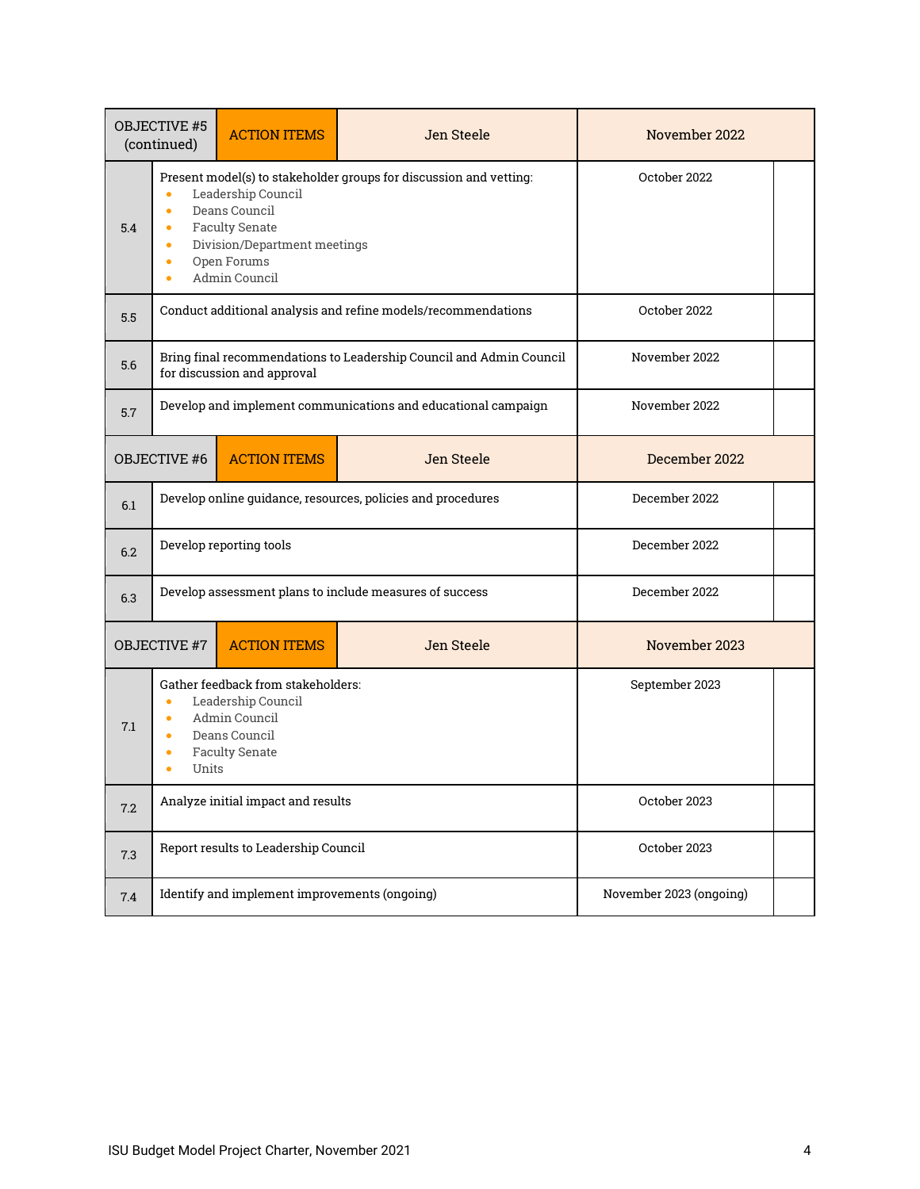| OBJECTIVE #5 (continued) | ACTION ITEMS | Jen Steele | November 2022 | |
|---|---|---|---|---|
| 5.4 | Present model(s) to stakeholder groups for discussion and vetting:<br>• Leadership Council<br>• Deans Council<br>• Faculty Senate<br>• Division/Department meetings<br>• Open Forums<br>• Admin Council | | October 2022 | |
| 5.5 | Conduct additional analysis and refine models/recommendations | | October 2022 | |
| 5.6 | Bring final recommendations to Leadership Council and Admin Council for discussion and approval | | November 2022 | |
| 5.7 | Develop and implement communications and educational campaign | | November 2022 | |
| OBJECTIVE #6 | ACTION ITEMS | Jen Steele | December 2022 | |
| 6.1 | Develop online guidance, resources, policies and procedures | | December 2022 | |
| 6.2 | Develop reporting tools | | December 2022 | |
| 6.3 | Develop assessment plans to include measures of success | | December 2022 | |
| OBJECTIVE #7 | ACTION ITEMS | Jen Steele | November 2023 | |
| 7.1 | Gather feedback from stakeholders:<br>• Leadership Council<br>• Admin Council<br>• Deans Council<br>• Faculty Senate<br>• Units | | September 2023 | |
| 7.2 | Analyze initial impact and results | | October 2023 | |
| 7.3 | Report results to Leadership Council | | October 2023 | |
| 7.4 | Identify and implement improvements (ongoing) | | November 2023 (ongoing) | |